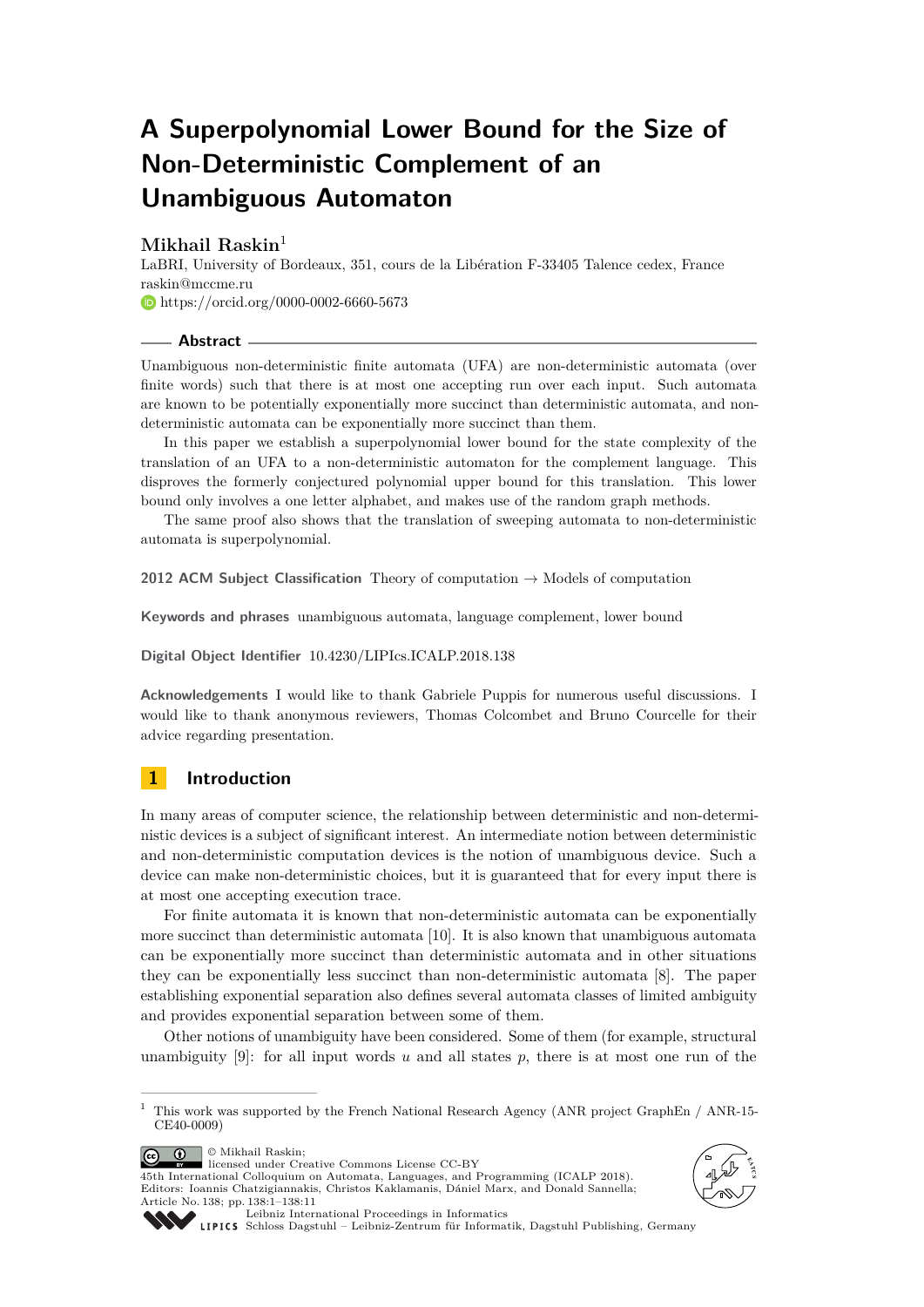# A Superpolynomial Lower Bound for the Size of Non-Deterministic Complement of an Unambiguous Automaton

**Mikhail Raskin**[1]

LaBRI, University of Bordeaux, 351, cours de la Libération F-33405 Talence cedex, France
raskin@mccme.ru
https://orcid.org/0000-0002-6660-5673

## Abstract

Unambiguous non-deterministic finite automata (UFA) are non-deterministic automata (over finite words) such that there is at most one accepting run over each input. Such automata are known to be potentially exponentially more succinct than deterministic automata, and non-deterministic automata can be exponentially more succinct than them.

In this paper we establish a superpolynomial lower bound for the state complexity of the translation of an UFA to a non-deterministic automaton for the complement language. This disproves the formerly conjectured polynomial upper bound for this translation. This lower bound only involves a one letter alphabet, and makes use of the random graph methods.

The same proof also shows that the translation of sweeping automata to non-deterministic automata is superpolynomial.

**2012 ACM Subject Classification** Theory of computation → Models of computation

**Keywords and phrases** unambiguous automata, language complement, lower bound

**Digital Object Identifier** 10.4230/LIPIcs.ICALP.2018.138

**Acknowledgements** I would like to thank Gabriele Puppis for numerous useful discussions. I would like to thank anonymous reviewers, Thomas Colcombet and Bruno Courcelle for their advice regarding presentation.

## 1 Introduction

In many areas of computer science, the relationship between deterministic and non-deterministic devices is a subject of significant interest. An intermediate notion between deterministic and non-deterministic computation devices is the notion of unambiguous device. Such a device can make non-deterministic choices, but it is guaranteed that for every input there is at most one accepting execution trace.

For finite automata it is known that non-deterministic automata can be exponentially more succinct than deterministic automata [10]. It is also known that unambiguous automata can be exponentially more succinct than deterministic automata and in other situations they can be exponentially less succinct than non-deterministic automata [8]. The paper establishing exponential separation also defines several automata classes of limited ambiguity and provides exponential separation between some of them.

Other notions of unambiguity have been considered. Some of them (for example, structural unambiguity [9]: for all input words $u$ and all states $p$, there is at most one run of the

[1] This work was supported by the French National Research Agency (ANR project GraphEn / ANR-15-CE40-0009)

© Mikhail Raskin; licensed under Creative Commons License CC-BY
45th International Colloquium on Automata, Languages, and Programming (ICALP 2018).
Editors: Ioannis Chatzigiannakis, Christos Kaklamanis, Dániel Marx, and Donald Sannella;
Article No. 138; pp. 138:1–138:11
Leibniz International Proceedings in Informatics
Schloss Dagstuhl – Leibniz-Zentrum für Informatik, Dagstuhl Publishing, Germany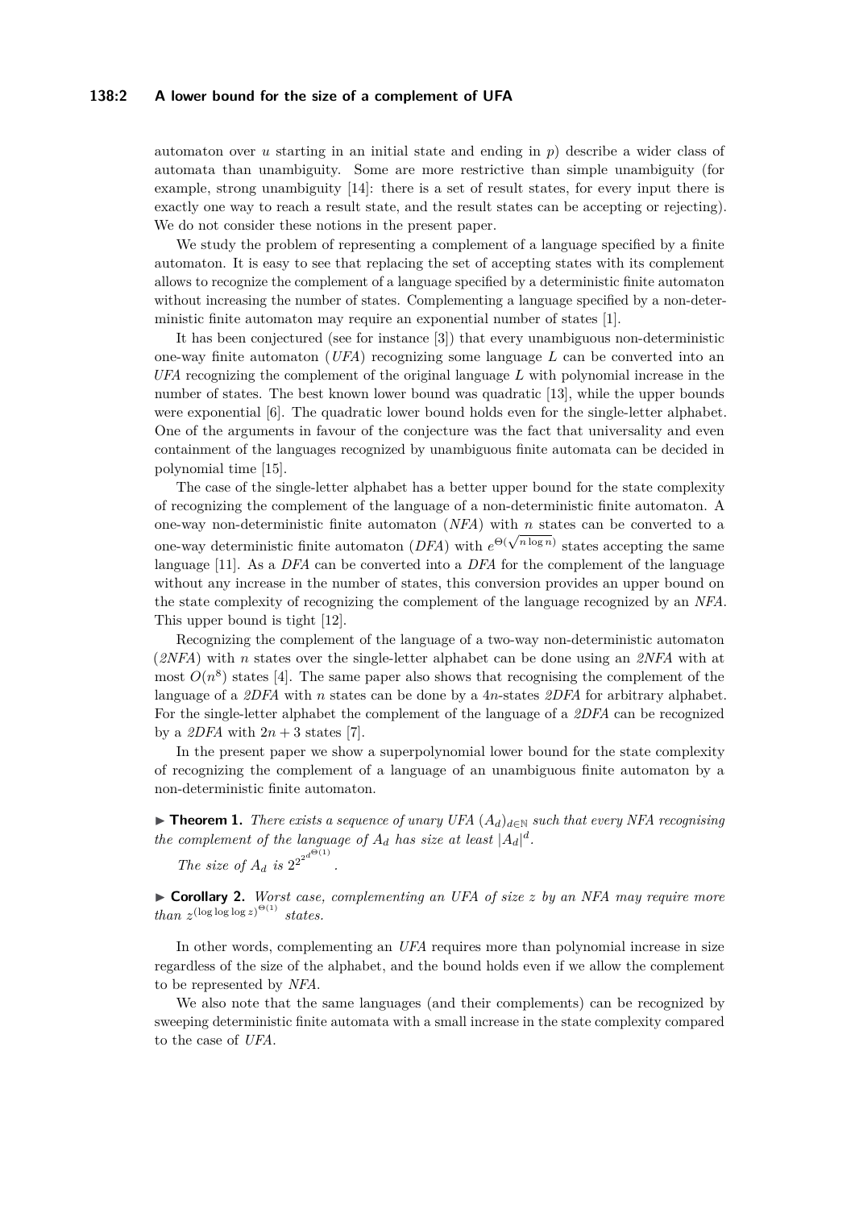automaton over $u$ starting in an initial state and ending in $p$) describe a wider class of automata than unambiguity. Some are more restrictive than simple unambiguity (for example, strong unambiguity [14]: there is a set of result states, for every input there is exactly one way to reach a result state, and the result states can be accepting or rejecting). We do not consider these notions in the present paper.

We study the problem of representing a complement of a language specified by a finite automaton. It is easy to see that replacing the set of accepting states with its complement allows to recognize the complement of a language specified by a deterministic finite automaton without increasing the number of states. Complementing a language specified by a non-deterministic finite automaton may require an exponential number of states [1].

It has been conjectured (see for instance [3]) that every unambiguous non-deterministic one-way finite automaton (*UFA*) recognizing some language $L$ can be converted into an *UFA* recognizing the complement of the original language $L$ with polynomial increase in the number of states. The best known lower bound was quadratic [13], while the upper bounds were exponential [6]. The quadratic lower bound holds even for the single-letter alphabet. One of the arguments in favour of the conjecture was the fact that universality and even containment of the languages recognized by unambiguous finite automata can be decided in polynomial time [15].

The case of the single-letter alphabet has a better upper bound for the state complexity of recognizing the complement of the language of a non-deterministic finite automaton. A one-way non-deterministic finite automaton (*NFA*) with $n$ states can be converted to a one-way deterministic finite automaton (*DFA*) with $e^{\Theta(\sqrt{n \log n})}$ states accepting the same language [11]. As a *DFA* can be converted into a *DFA* for the complement of the language without any increase in the number of states, this conversion provides an upper bound on the state complexity of recognizing the complement of the language recognized by an *NFA*. This upper bound is tight [12].

Recognizing the complement of the language of a two-way non-deterministic automaton (*2NFA*) with $n$ states over the single-letter alphabet can be done using an *2NFA* with at most $O(n^8)$ states [4]. The same paper also shows that recognising the complement of the language of a *2DFA* with $n$ states can be done by a $4n$-states *2DFA* for arbitrary alphabet. For the single-letter alphabet the complement of the language of a *2DFA* can be recognized by a *2DFA* with $2n + 3$ states [7].

In the present paper we show a superpolynomial lower bound for the state complexity of recognizing the complement of a language of an unambiguous finite automaton by a non-deterministic finite automaton.

▶ **Theorem 1.** *There exists a sequence of unary UFA $(A_d)_{d\in\mathbb{N}}$ such that every NFA recognising the complement of the language of $A_d$ has size at least $|A_d|^d$.*

*The size of $A_d$ is $2^{2^{2^{d^{\Theta(1)}}}}$.*

▶ **Corollary 2.** *Worst case, complementing an UFA of size $z$ by an NFA may require more than $z^{(\log\log\log z)^{\Theta(1)}}$ states.*

In other words, complementing an *UFA* requires more than polynomial increase in size regardless of the size of the alphabet, and the bound holds even if we allow the complement to be represented by *NFA*.

We also note that the same languages (and their complements) can be recognized by sweeping deterministic finite automata with a small increase in the state complexity compared to the case of *UFA*.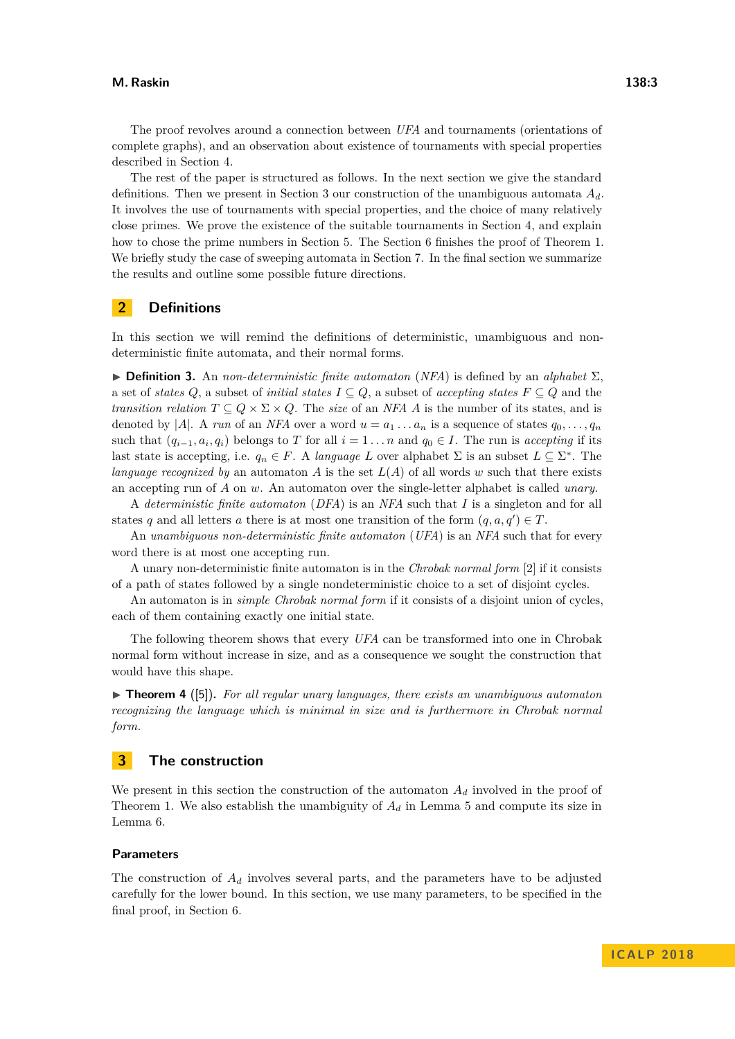The proof revolves around a connection between *UFA* and tournaments (orientations of complete graphs), and an observation about existence of tournaments with special properties described in Section 4.

The rest of the paper is structured as follows. In the next section we give the standard definitions. Then we present in Section 3 our construction of the unambiguous automata $A_d$. It involves the use of tournaments with special properties, and the choice of many relatively close primes. We prove the existence of the suitable tournaments in Section 4, and explain how to chose the prime numbers in Section 5. The Section 6 finishes the proof of Theorem 1. We briefly study the case of sweeping automata in Section 7. In the final section we summarize the results and outline some possible future directions.

## 2 Definitions

In this section we will remind the definitions of deterministic, unambiguous and non-deterministic finite automata, and their normal forms.

▶ **Definition 3.** An *non-deterministic finite automaton* (*NFA*) is defined by an *alphabet* $\Sigma$, a set of *states* $Q$, a subset of *initial states* $I \subseteq Q$, a subset of *accepting states* $F \subseteq Q$ and the *transition relation* $T \subseteq Q \times \Sigma \times Q$. The *size* of an *NFA* $A$ is the number of its states, and is denoted by $|A|$. A *run* of an *NFA* over a word $u = a_1 \dots a_n$ is a sequence of states $q_0, \dots, q_n$ such that $(q_{i-1}, a_i, q_i)$ belongs to $T$ for all $i = 1 \dots n$ and $q_0 \in I$. The run is *accepting* if its last state is accepting, i.e. $q_n \in F$. A *language* $L$ over alphabet $\Sigma$ is an subset $L \subseteq \Sigma^*$. The *language recognized by* an automaton $A$ is the set $L(A)$ of all words $w$ such that there exists an accepting run of $A$ on $w$. An automaton over the single-letter alphabet is called *unary*.

A *deterministic finite automaton* (*DFA*) is an *NFA* such that $I$ is a singleton and for all states $q$ and all letters $a$ there is at most one transition of the form $(q, a, q') \in T$.

An *unambiguous non-deterministic finite automaton* (*UFA*) is an *NFA* such that for every word there is at most one accepting run.

A unary non-deterministic finite automaton is in the *Chrobak normal form* [2] if it consists of a path of states followed by a single nondeterministic choice to a set of disjoint cycles.

An automaton is in *simple Chrobak normal form* if it consists of a disjoint union of cycles, each of them containing exactly one initial state.

The following theorem shows that every *UFA* can be transformed into one in Chrobak normal form without increase in size, and as a consequence we sought the construction that would have this shape.

▶ **Theorem 4** ([5]). *For all regular unary languages, there exists an unambiguous automaton recognizing the language which is minimal in size and is furthermore in Chrobak normal form.*

## 3 The construction

We present in this section the construction of the automaton $A_d$ involved in the proof of Theorem 1. We also establish the unambiguity of $A_d$ in Lemma 5 and compute its size in Lemma 6.

### Parameters

The construction of $A_d$ involves several parts, and the parameters have to be adjusted carefully for the lower bound. In this section, we use many parameters, to be specified in the final proof, in Section 6.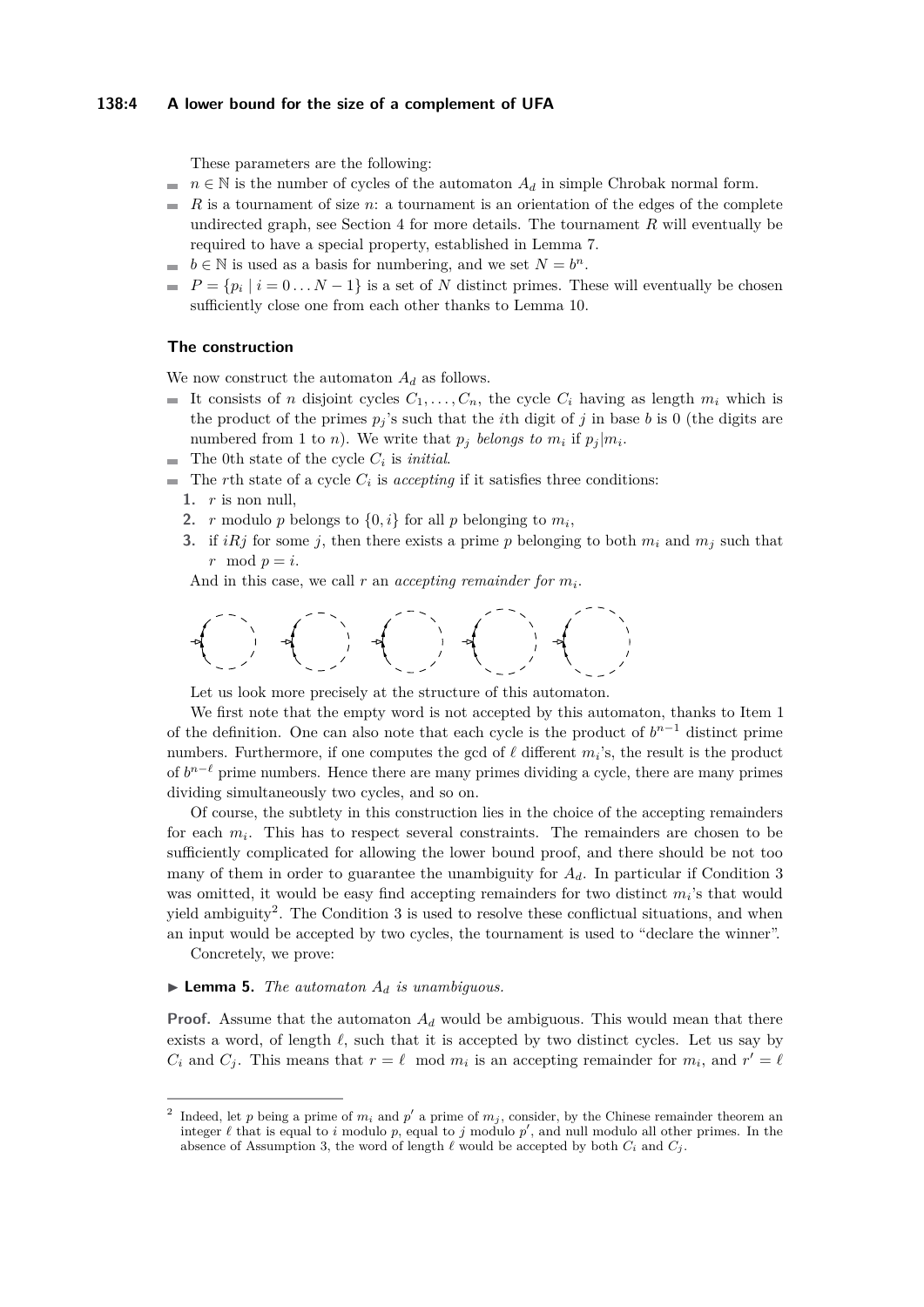These parameters are the following:

- $n \in \mathbb{N}$ is the number of cycles of the automaton $A_d$ in simple Chrobak normal form.
- $R$ is a tournament of size $n$: a tournament is an orientation of the edges of the complete undirected graph, see Section 4 for more details. The tournament $R$ will eventually be required to have a special property, established in Lemma 7.
- $b \in \mathbb{N}$ is used as a basis for numbering, and we set $N = b^n$.
- $P = \{p_i \mid i = 0 \dots N-1\}$ is a set of $N$ distinct primes. These will eventually be chosen sufficiently close one from each other thanks to Lemma 10.

### The construction

We now construct the automaton $A_d$ as follows.

- It consists of $n$ disjoint cycles $C_1, \dots, C_n$, the cycle $C_i$ having as length $m_i$ which is the product of the primes $p_j$'s such that the $i$th digit of $j$ in base $b$ is 0 (the digits are numbered from 1 to $n$). We write that $p_j$ *belongs to* $m_i$ if $p_j | m_i$.
- The 0th state of the cycle $C_i$ is *initial*.
- The $r$th state of a cycle $C_i$ is *accepting* if it satisfies three conditions:
  1. $r$ is non null,
  2. $r$ modulo $p$ belongs to $\{0, i\}$ for all $p$ belonging to $m_i$,
  3. if $iRj$ for some $j$, then there exists a prime $p$ belonging to both $m_i$ and $m_j$ such that $r \mod p = i$.

  And in this case, we call $r$ an *accepting remainder for $m_i$*.

  Let us look more precisely at the structure of this automaton.

We first note that the empty word is not accepted by this automaton, thanks to Item 1 of the definition. One can also note that each cycle is the product of $b^{n-1}$ distinct prime numbers. Furthermore, if one computes the gcd of $\ell$ different $m_i$'s, the result is the product of $b^{n-\ell}$ prime numbers. Hence there are many primes dividing a cycle, there are many primes dividing simultaneously two cycles, and so on.

Of course, the subtlety in this construction lies in the choice of the accepting remainders for each $m_i$. This has to respect several constraints. The remainders are chosen to be sufficiently complicated for allowing the lower bound proof, and there should be not too many of them in order to guarantee the unambiguity for $A_d$. In particular if Condition 3 was omitted, it would be easy find accepting remainders for two distinct $m_i$'s that would yield ambiguity[2]. The Condition 3 is used to resolve these conflictual situations, and when an input would be accepted by two cycles, the tournament is used to "declare the winner".

Concretely, we prove:

▶ **Lemma 5.** *The automaton $A_d$ is unambiguous.*

**Proof.** Assume that the automaton $A_d$ would be ambiguous. This would mean that there exists a word, of length $\ell$, such that it is accepted by two distinct cycles. Let us say by $C_i$ and $C_j$. This means that $r = \ell \mod m_i$ is an accepting remainder for $m_i$, and $r' = \ell$

---

[2] Indeed, let $p$ being a prime of $m_i$ and $p'$ a prime of $m_j$, consider, by the Chinese remainder theorem an integer $\ell$ that is equal to $i$ modulo $p$, equal to $j$ modulo $p'$, and null modulo all other primes. In the absence of Assumption 3, the word of length $\ell$ would be accepted by both $C_i$ and $C_j$.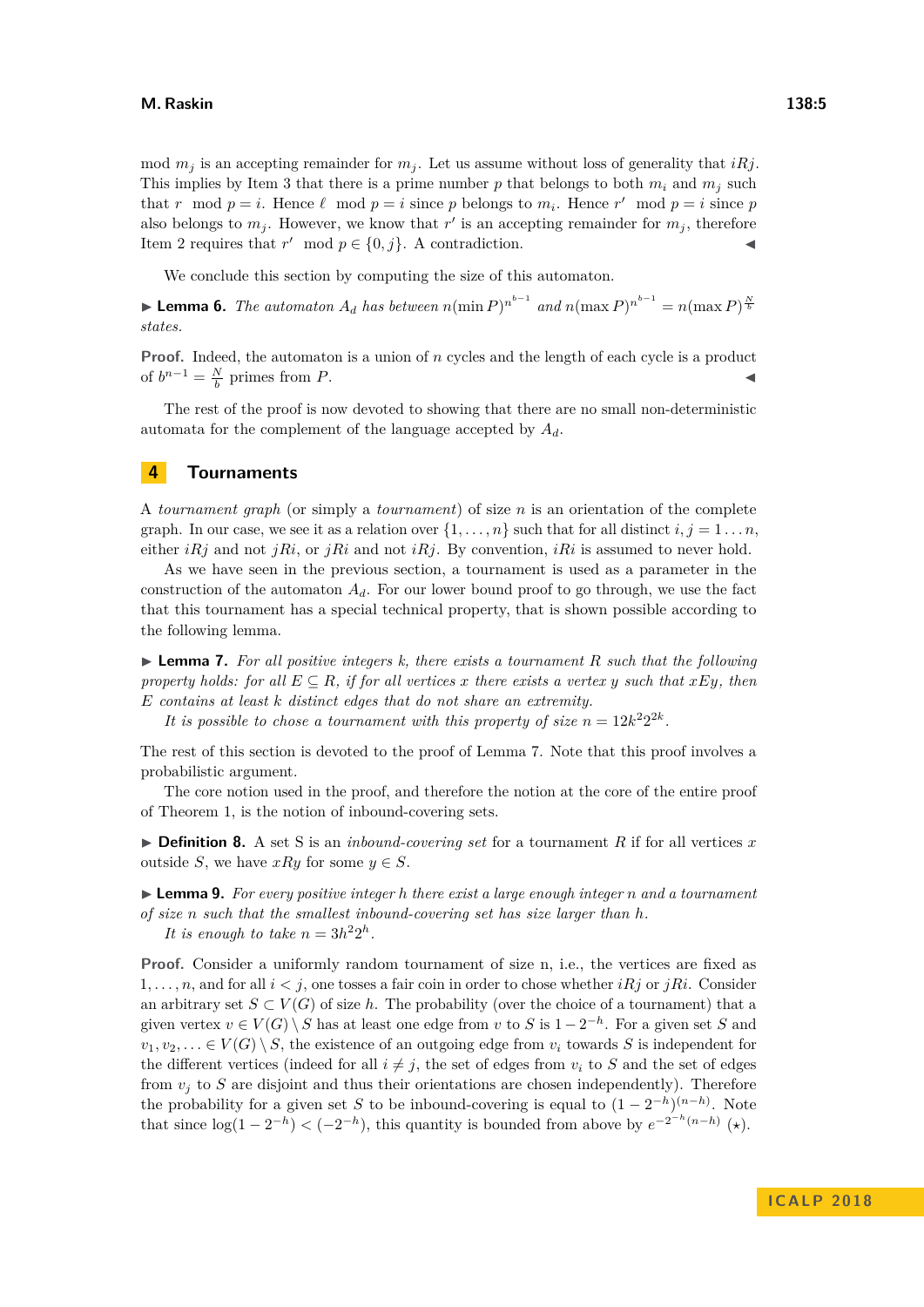mod $m_j$ is an accepting remainder for $m_j$. Let us assume without loss of generality that $iRj$. This implies by Item 3 that there is a prime number $p$ that belongs to both $m_i$ and $m_j$ such that $r \mod p = i$. Hence $\ell \mod p = i$ since $p$ belongs to $m_i$. Hence $r' \mod p = i$ since $p$ also belongs to $m_j$. However, we know that $r'$ is an accepting remainder for $m_j$, therefore Item 2 requires that $r' \mod p \in \{0, j\}$. A contradiction. ◀

We conclude this section by computing the size of this automaton.

▶ **Lemma 6.** *The automaton $A_d$ has between $n(\min P)^{n^{b-1}}$ and $n(\max P)^{n^{b-1}} = n(\max P)^{\frac{N}{b}}$ states.*

**Proof.** Indeed, the automaton is a union of $n$ cycles and the length of each cycle is a product of $b^{n-1} = \frac{N}{b}$ primes from $P$. ◀

The rest of the proof is now devoted to showing that there are no small non-deterministic automata for the complement of the language accepted by $A_d$.

## 4 Tournaments

A *tournament graph* (or simply a *tournament*) of size $n$ is an orientation of the complete graph. In our case, we see it as a relation over $\{1, \dots, n\}$ such that for all distinct $i, j = 1 \dots n$, either $iRj$ and not $jRi$, or $jRi$ and not $iRj$. By convention, $iRi$ is assumed to never hold.

As we have seen in the previous section, a tournament is used as a parameter in the construction of the automaton $A_d$. For our lower bound proof to go through, we use the fact that this tournament has a special technical property, that is shown possible according to the following lemma.

▶ **Lemma 7.** *For all positive integers $k$, there exists a tournament $R$ such that the following property holds: for all $E \subseteq R$, if for all vertices $x$ there exists a vertex $y$ such that $xEy$, then $E$ contains at least $k$ distinct edges that do not share an extremity.*

*It is possible to chose a tournament with this property of size $n = 12k^2 2^{2k}$.*

The rest of this section is devoted to the proof of Lemma 7. Note that this proof involves a probabilistic argument.

The core notion used in the proof, and therefore the notion at the core of the entire proof of Theorem 1, is the notion of inbound-covering sets.

▶ **Definition 8.** A set S is an *inbound-covering set* for a tournament $R$ if for all vertices $x$ outside $S$, we have $xRy$ for some $y \in S$.

▶ **Lemma 9.** *For every positive integer $h$ there exist a large enough integer $n$ and a tournament of size $n$ such that the smallest inbound-covering set has size larger than $h$.*

*It is enough to take $n = 3h^2 2^h$.*

**Proof.** Consider a uniformly random tournament of size n, i.e., the vertices are fixed as $1, \dots, n$, and for all $i < j$, one tosses a fair coin in order to chose whether $iRj$ or $jRi$. Consider an arbitrary set $S \subset V(G)$ of size $h$. The probability (over the choice of a tournament) that a given vertex $v \in V(G) \setminus S$ has at least one edge from $v$ to $S$ is $1 - 2^{-h}$. For a given set $S$ and $v_1, v_2, \dots \in V(G) \setminus S$, the existence of an outgoing edge from $v_i$ towards $S$ is independent for the different vertices (indeed for all $i \neq j$, the set of edges from $v_i$ to $S$ and the set of edges from $v_j$ to $S$ are disjoint and thus their orientations are chosen independently). Therefore the probability for a given set $S$ to be inbound-covering is equal to $(1 - 2^{-h})^{(n-h)}$. Note that since $\log(1 - 2^{-h}) < (-2^{-h})$, this quantity is bounded from above by $e^{-2^{-h}(n-h)}$ $(\star)$.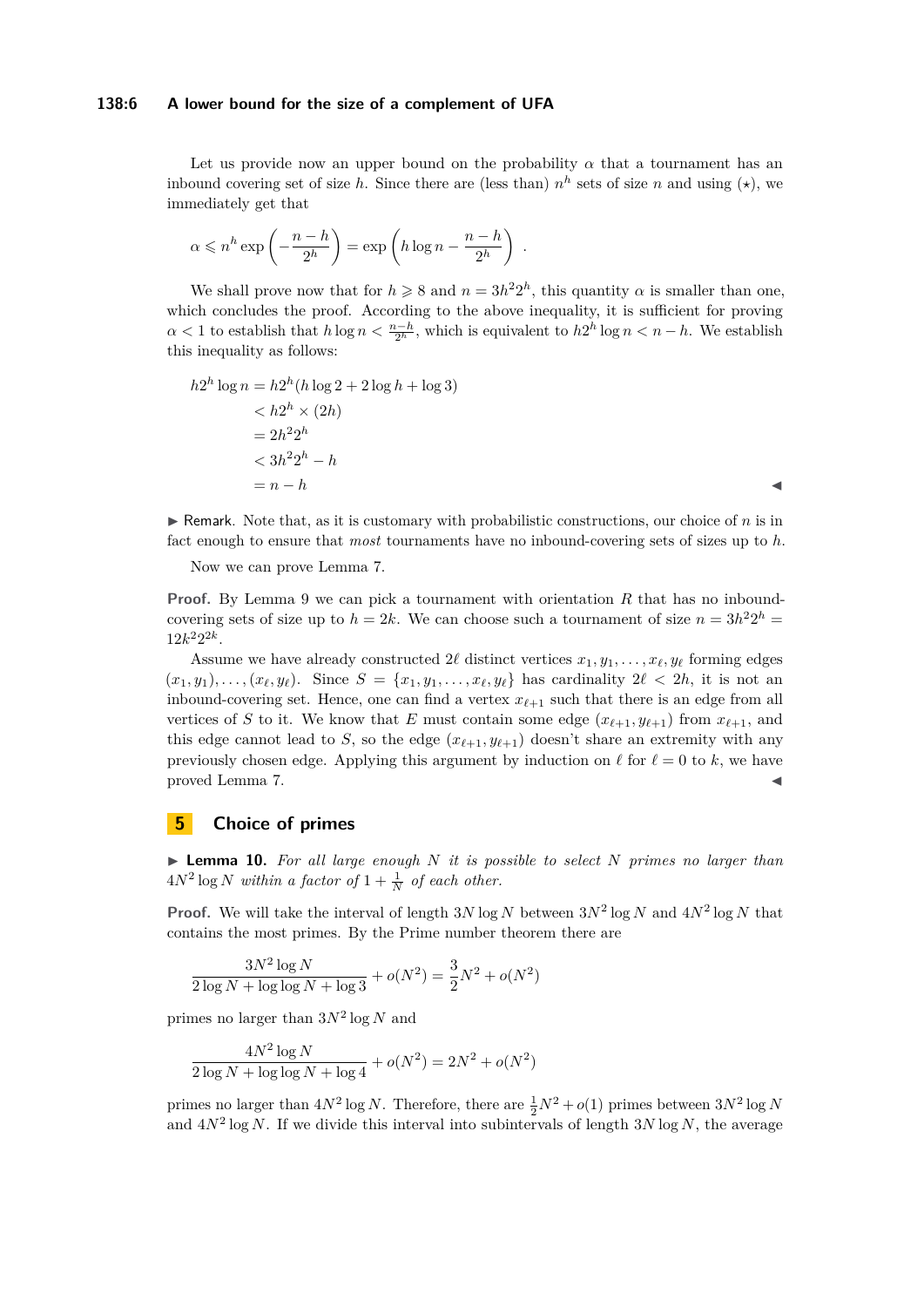Let us provide now an upper bound on the probability $\alpha$ that a tournament has an inbound covering set of size $h$. Since there are (less than) $n^h$ sets of size $n$ and using ($\star$), we immediately get that

$$\alpha \leqslant n^h \exp\left(-\frac{n-h}{2^h}\right) = \exp\left(h \log n - \frac{n-h}{2^h}\right) .$$

We shall prove now that for $h \geqslant 8$ and $n = 3h^2 2^h$, this quantity $\alpha$ is smaller than one, which concludes the proof. According to the above inequality, it is sufficient for proving $\alpha < 1$ to establish that $h \log n < \frac{n-h}{2^h}$, which is equivalent to $h2^h \log n < n - h$. We establish this inequality as follows:

$$\begin{aligned} h2^h \log n &= h2^h(h \log 2 + 2 \log h + \log 3) \\ &< h2^h \times (2h) \\ &= 2h^2 2^h \\ &< 3h^2 2^h - h \\ &= n - h \end{aligned}$$

◀

▶ Remark. Note that, as it is customary with probabilistic constructions, our choice of $n$ is in fact enough to ensure that *most* tournaments have no inbound-covering sets of sizes up to $h$.

Now we can prove Lemma 7.

**Proof.** By Lemma 9 we can pick a tournament with orientation $R$ that has no inbound-covering sets of size up to $h = 2k$. We can choose such a tournament of size $n = 3h^2 2^h = 12k^2 2^{2k}$.

Assume we have already constructed $2\ell$ distinct vertices $x_1, y_1, \ldots, x_\ell, y_\ell$ forming edges $(x_1, y_1), \ldots, (x_\ell, y_\ell)$. Since $S = \{x_1, y_1, \ldots, x_\ell, y_\ell\}$ has cardinality $2\ell < 2h$, it is not an inbound-covering set. Hence, one can find a vertex $x_{\ell+1}$ such that there is an edge from all vertices of $S$ to it. We know that $E$ must contain some edge $(x_{\ell+1}, y_{\ell+1})$ from $x_{\ell+1}$, and this edge cannot lead to $S$, so the edge $(x_{\ell+1}, y_{\ell+1})$ doesn't share an extremity with any previously chosen edge. Applying this argument by induction on $\ell$ for $\ell = 0$ to $k$, we have proved Lemma 7. ◀

## 5 Choice of primes

▶ **Lemma 10.** *For all large enough $N$ it is possible to select $N$ primes no larger than $4N^2 \log N$ within a factor of $1 + \frac{1}{N}$ of each other.*

**Proof.** We will take the interval of length $3N \log N$ between $3N^2 \log N$ and $4N^2 \log N$ that contains the most primes. By the Prime number theorem there are

$$\frac{3N^2 \log N}{2 \log N + \log \log N + \log 3} + o(N^2) = \frac{3}{2}N^2 + o(N^2)$$

primes no larger than $3N^2 \log N$ and

$$\frac{4N^2 \log N}{2 \log N + \log \log N + \log 4} + o(N^2) = 2N^2 + o(N^2)$$

primes no larger than $4N^2 \log N$. Therefore, there are $\frac{1}{2}N^2 + o(1)$ primes between $3N^2 \log N$ and $4N^2 \log N$. If we divide this interval into subintervals of length $3N \log N$, the average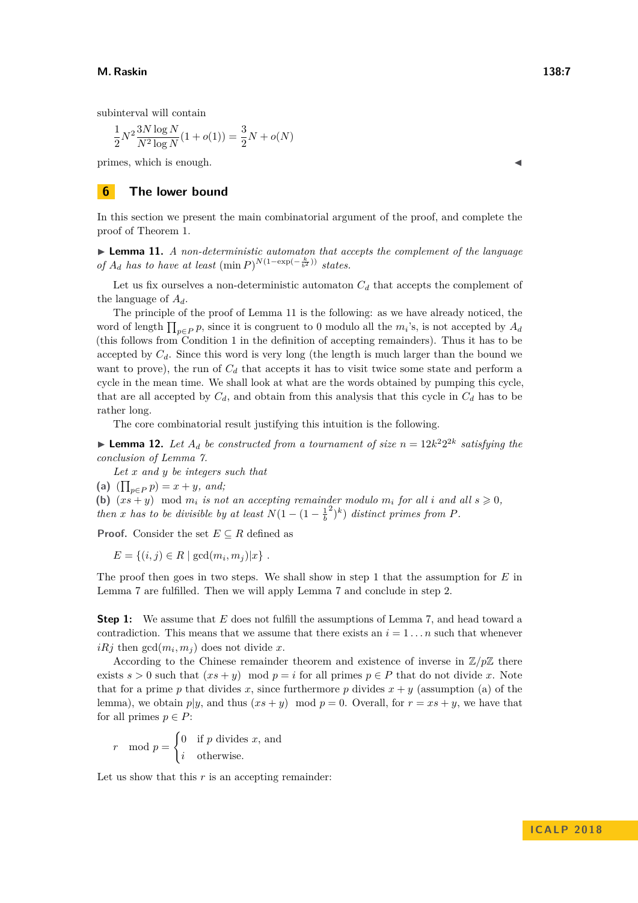subinterval will contain

$$\frac{1}{2}N^2\frac{3N\log N}{N^2\log N}(1+o(1)) = \frac{3}{2}N + o(N)$$

primes, which is enough. ◀

## 6 The lower bound

In this section we present the main combinatorial argument of the proof, and complete the proof of Theorem 1.

▶ **Lemma 11.** *A non-deterministic automaton that accepts the complement of the language of $A_d$ has to have at least $(\min P)^{N(1-\exp(-\frac{k}{b^2}))}$ states.*

Let us fix ourselves a non-deterministic automaton $C_d$ that accepts the complement of the language of $A_d$.

The principle of the proof of Lemma 11 is the following: as we have already noticed, the word of length $\prod_{p\in P} p$, since it is congruent to 0 modulo all the $m_i$'s, is not accepted by $A_d$ (this follows from Condition 1 in the definition of accepting remainders). Thus it has to be accepted by $C_d$. Since this word is very long (the length is much larger than the bound we want to prove), the run of $C_d$ that accepts it has to visit twice some state and perform a cycle in the mean time. We shall look at what are the words obtained by pumping this cycle, that are all accepted by $C_d$, and obtain from this analysis that this cycle in $C_d$ has to be rather long.

The core combinatorial result justifying this intuition is the following.

▶ **Lemma 12.** *Let $A_d$ be constructed from a tournament of size $n = 12k^2 2^{2k}$ satisfying the conclusion of Lemma 7.*

*Let $x$ and $y$ be integers such that*

**(a)** $(\prod_{p\in P} p) = x + y$*, and;*

**(b)** $(xs + y) \mod m_i$ *is not an accepting remainder modulo $m_i$ for all $i$ and all $s \geqslant 0$,*

*then $x$ has to be divisible by at least $N(1 - (1 - \frac{1}{b}^2)^k)$ distinct primes from $P$.*

**Proof.** Consider the set $E \subseteq R$ defined as

$$E = \{(i, j) \in R \mid \gcd(m_i, m_j)|x\} .$$

The proof then goes in two steps. We shall show in step 1 that the assumption for $E$ in Lemma 7 are fulfilled. Then we will apply Lemma 7 and conclude in step 2.

**Step 1:** We assume that $E$ does not fulfill the assumptions of Lemma 7, and head toward a contradiction. This means that we assume that there exists an $i = 1 \ldots n$ such that whenever $iRj$ then $\gcd(m_i, m_j)$ does not divide $x$.

According to the Chinese remainder theorem and existence of inverse in $\mathbb{Z}/p\mathbb{Z}$ there exists $s > 0$ such that $(xs + y) \mod p = i$ for all primes $p \in P$ that do not divide $x$. Note that for a prime $p$ that divides $x$, since furthermore $p$ divides $x + y$ (assumption (a) of the lemma), we obtain $p|y$, and thus $(xs + y) \mod p = 0$. Overall, for $r = xs + y$, we have that for all primes $p \in P$:

$$r \mod p = \begin{cases} 0 & \text{if } p \text{ divides } x\text{, and} \\ i & \text{otherwise.} \end{cases}$$

Let us show that this $r$ is an accepting remainder: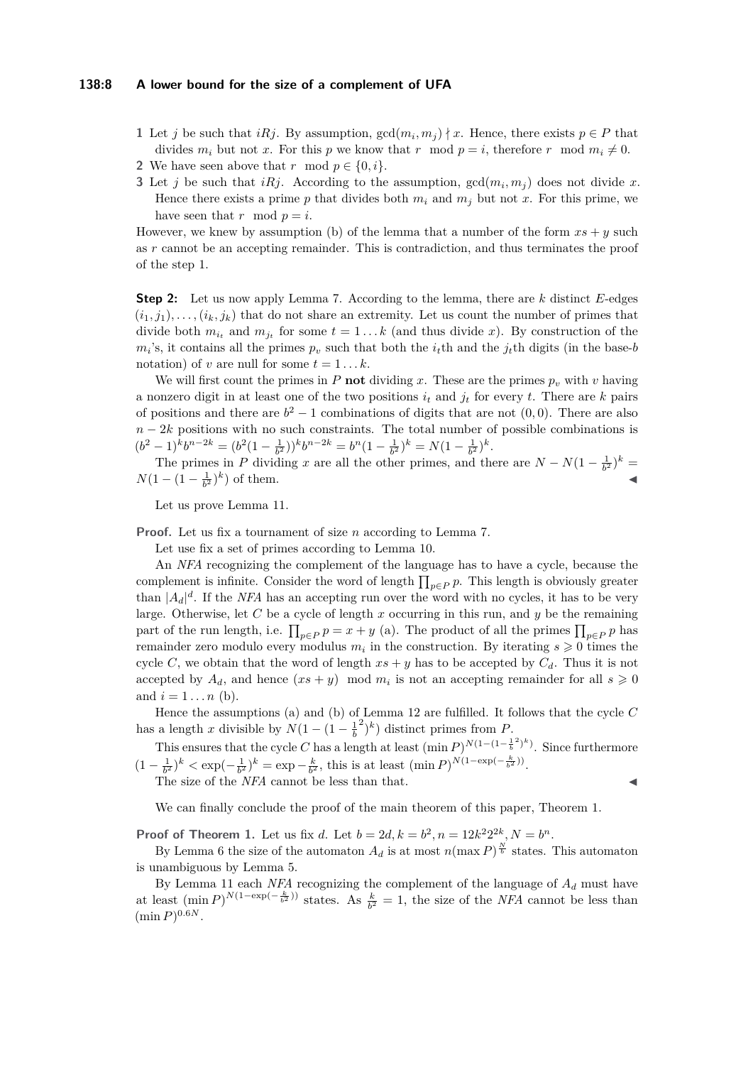1 Let $j$ be such that $iRj$. By assumption, $\gcd(m_i, m_j) \nmid x$. Hence, there exists $p \in P$ that divides $m_i$ but not $x$. For this $p$ we know that $r \mod p = i$, therefore $r \mod m_i \neq 0$.

2 We have seen above that $r \mod p \in \{0, i\}$.

3 Let $j$ be such that $iRj$. According to the assumption, $\gcd(m_i, m_j)$ does not divide $x$. Hence there exists a prime $p$ that divides both $m_i$ and $m_j$ but not $x$. For this prime, we have seen that $r \mod p = i$.

However, we knew by assumption (b) of the lemma that a number of the form $xs + y$ such as $r$ cannot be an accepting remainder. This is contradiction, and thus terminates the proof of the step 1.

**Step 2:** Let us now apply Lemma 7. According to the lemma, there are $k$ distinct $E$-edges $(i_1, j_1), \ldots, (i_k, j_k)$ that do not share an extremity. Let us count the number of primes that divide both $m_{i_t}$ and $m_{j_t}$ for some $t = 1 \ldots k$ (and thus divide $x$). By construction of the $m_i$'s, it contains all the primes $p_v$ such that both the $i_t$th and the $j_t$th digits (in the base-$b$ notation) of $v$ are null for some $t = 1 \ldots k$.

We will first count the primes in $P$ **not** dividing $x$. These are the primes $p_v$ with $v$ having a nonzero digit in at least one of the two positions $i_t$ and $j_t$ for every $t$. There are $k$ pairs of positions and there are $b^2 - 1$ combinations of digits that are not $(0, 0)$. There are also $n - 2k$ positions with no such constraints. The total number of possible combinations is $(b^2-1)^k b^{n-2k} = (b^2(1 - \frac{1}{b^2}))^k b^{n-2k} = b^n(1 - \frac{1}{b^2})^k = N(1 - \frac{1}{b^2})^k$.

The primes in $P$ dividing $x$ are all the other primes, and there are $N - N(1 - \frac{1}{b^2})^k = N(1 - (1 - \frac{1}{b^2})^k)$ of them. ◀

Let us prove Lemma 11.

**Proof.** Let us fix a tournament of size $n$ according to Lemma 7.

Let use fix a set of primes according to Lemma 10.

An *NFA* recognizing the complement of the language has to have a cycle, because the complement is infinite. Consider the word of length $\prod_{p \in P} p$. This length is obviously greater than $|A_d|^d$. If the *NFA* has an accepting run over the word with no cycles, it has to be very large. Otherwise, let $C$ be a cycle of length $x$ occurring in this run, and $y$ be the remaining part of the run length, i.e. $\prod_{p \in P} p = x + y$ (a). The product of all the primes $\prod_{p \in P} p$ has remainder zero modulo every modulus $m_i$ in the construction. By iterating $s \geqslant 0$ times the cycle $C$, we obtain that the word of length $xs + y$ has to be accepted by $C_d$. Thus it is not accepted by $A_d$, and hence $(xs + y) \mod m_i$ is not an accepting remainder for all $s \geqslant 0$ and $i = 1 \ldots n$ (b).

Hence the assumptions (a) and (b) of Lemma 12 are fulfilled. It follows that the cycle $C$ has a length $x$ divisible by $N(1 - (1 - \frac{1}{b}^2)^k)$ distinct primes from $P$.

This ensures that the cycle $C$ has a length at least $(\min P)^{N(1-(1-\frac{1}{b}^2)^k)}$. Since furthermore $(1 - \frac{1}{b^2})^k < \exp(-\frac{1}{b^2})^k = \exp -\frac{k}{b^2}$, this is at least $(\min P)^{N(1-\exp(-\frac{k}{b^2}))}$.

The size of the *NFA* cannot be less than that. ◀

We can finally conclude the proof of the main theorem of this paper, Theorem 1.

**Proof of Theorem 1.** Let us fix $d$. Let $b = 2d, k = b^2, n = 12k^2 2^{2k}, N = b^n$.

By Lemma 6 the size of the automaton $A_d$ is at most $n(\max P)^{\frac{N}{b}}$ states. This automaton is unambiguous by Lemma 5.

By Lemma 11 each *NFA* recognizing the complement of the language of $A_d$ must have at least $(\min P)^{N(1-\exp(-\frac{k}{b^2}))}$ states. As $\frac{k}{b^2} = 1$, the size of the *NFA* cannot be less than $(\min P)^{0.6N}$.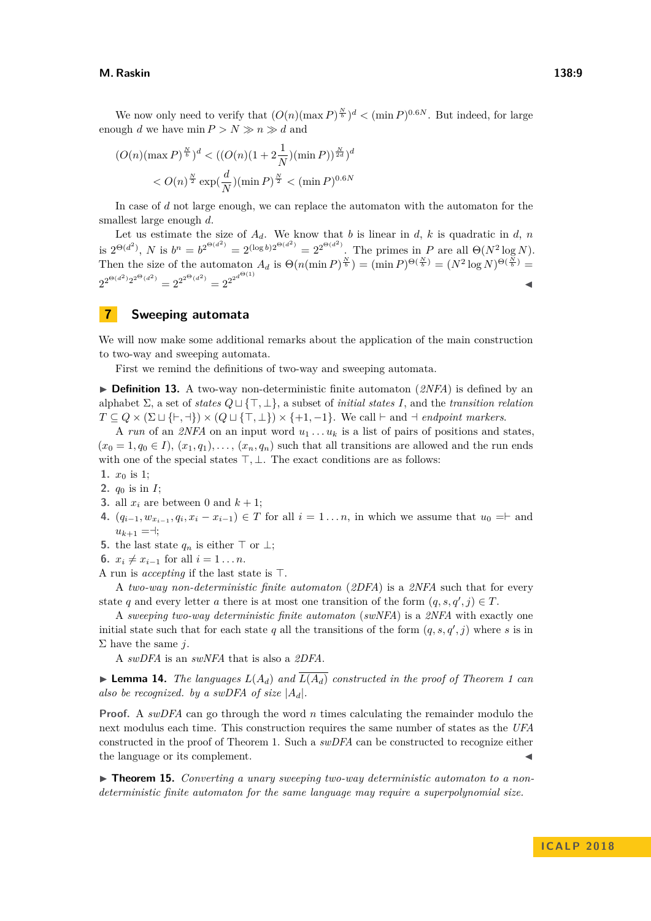We now only need to verify that $(O(n)(\max P)^{\frac{N}{b}})^d < (\min P)^{0.6N}$. But indeed, for large enough $d$ we have $\min P > N \gg n \gg d$ and

$$(O(n)(\max P)^{\frac{N}{b}})^d < ((O(n)(1 + 2\frac{1}{N})(\min P))^{\frac{N}{2d}})^d$$
$$< O(n)^{\frac{N}{2}} \exp(\frac{d}{N})(\min P)^{\frac{N}{2}} < (\min P)^{0.6N}$$

In case of $d$ not large enough, we can replace the automaton with the automaton for the smallest large enough $d$.

Let us estimate the size of $A_d$. We know that $b$ is linear in $d$, $k$ is quadratic in $d$, $n$ is $2^{\Theta(d^2)}$, $N$ is $b^n = b^{2^{\Theta(d^2)}} = 2^{(\log b)2^{\Theta(d^2)}} = 2^{2^{\Theta(d^2)}}$. The primes in $P$ are all $\Theta(N^2 \log N)$. Then the size of the automaton $A_d$ is $\Theta(n(\min P)^{\frac{N}{b}}) = (\min P)^{\Theta(\frac{N}{b})} = (N^2 \log N)^{\Theta(\frac{N}{b})} = 2^{2^{\Theta(d^2)}2^{2^{\Theta(d^2)}}} = 2^{2^{2^{\Theta(d^2)}}} = 2^{2^{2^{d^{\Theta(1)}}}}$ ◀

# 7 Sweeping automata

We will now make some additional remarks about the application of the main construction to two-way and sweeping automata.

First we remind the definitions of two-way and sweeping automata.

▶ **Definition 13.** A two-way non-deterministic finite automaton (*2NFA*) is defined by an alphabet $\Sigma$, a set of *states* $Q \sqcup \{\top, \bot\}$, a subset of *initial states* $I$, and the *transition relation* $T \subseteq Q \times (\Sigma \sqcup \{\vdash, \dashv\}) \times (Q \sqcup \{\top, \bot\}) \times \{+1, -1\}$. We call $\vdash$ and $\dashv$ *endpoint markers*.

A *run* of an *2NFA* on an input word $u_1 \dots u_k$ is a list of pairs of positions and states, $(x_0 = 1, q_0 \in I)$, $(x_1, q_1), \dots, (x_n, q_n)$ such that all transitions are allowed and the run ends with one of the special states $\top, \bot$. The exact conditions are as follows:

1. $x_0$ is 1;
2. $q_0$ is in $I$;
3. all $x_i$ are between 0 and $k + 1$;
4. $(q_{i-1}, w_{x_{i-1}}, q_i, x_i - x_{i-1}) \in T$ for all $i = 1 \dots n$, in which we assume that $u_0 =\vdash$ and $u_{k+1} =\dashv$;
5. the last state $q_n$ is either $\top$ or $\bot$;
6. $x_i \neq x_{i-1}$ for all $i = 1 \dots n$.

A run is *accepting* if the last state is $\top$.

A *two-way non-deterministic finite automaton* (*2DFA*) is a *2NFA* such that for every state $q$ and every letter $a$ there is at most one transition of the form $(q, s, q', j) \in T$.

A *sweeping two-way deterministic finite automaton* (*swNFA*) is a *2NFA* with exactly one initial state such that for each state $q$ all the transitions of the form $(q, s, q', j)$ where $s$ is in $\Sigma$ have the same $j$.

A *swDFA* is an *swNFA* that is also a *2DFA*.

▶ **Lemma 14.** *The languages $L(A_d)$ and $\overline{L(A_d)}$ constructed in the proof of Theorem 1 can also be recognized. by a swDFA of size $|A_d|$.*

**Proof.** A *swDFA* can go through the word $n$ times calculating the remainder modulo the next modulus each time. This construction requires the same number of states as the *UFA* constructed in the proof of Theorem 1. Such a *swDFA* can be constructed to recognize either the language or its complement. ◀

▶ **Theorem 15.** *Converting a unary sweeping two-way deterministic automaton to a non-deterministic finite automaton for the same language may require a superpolynomial size.*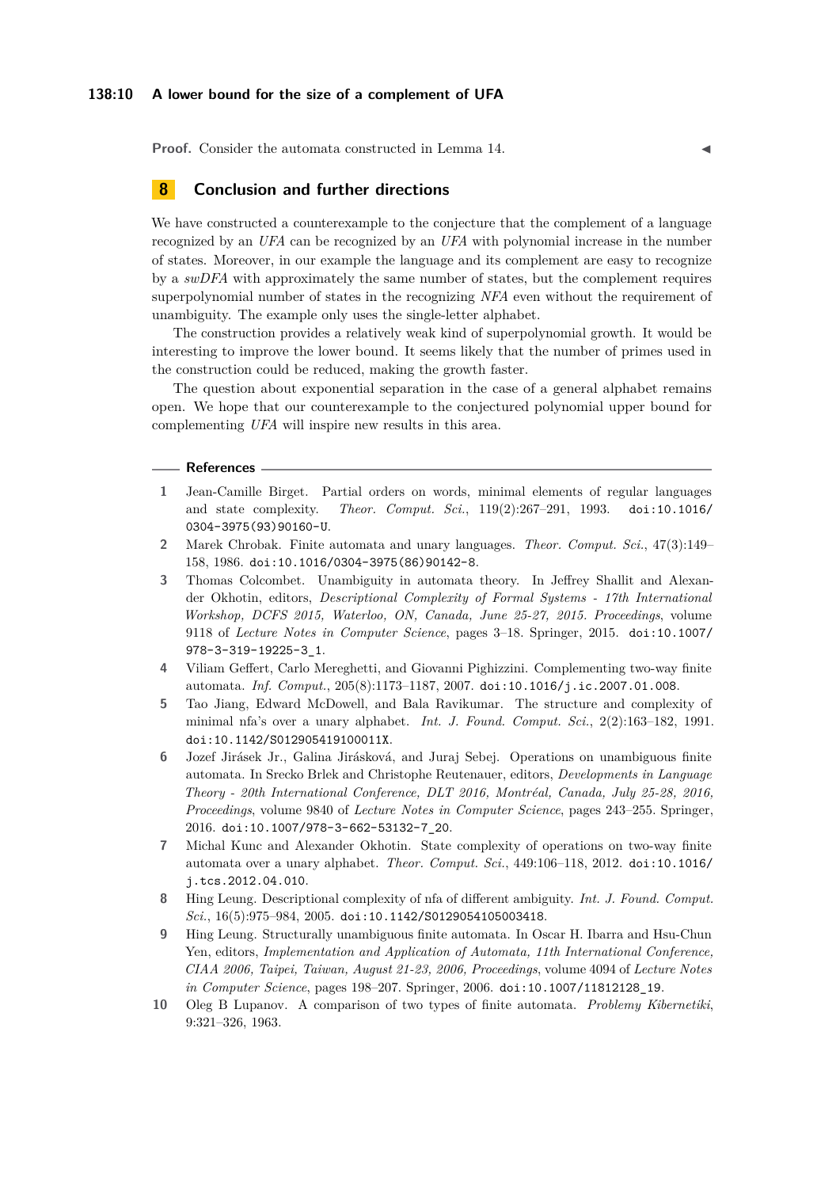**Proof.** Consider the automata constructed in Lemma 14. ◀

## 8 Conclusion and further directions

We have constructed a counterexample to the conjecture that the complement of a language recognized by an *UFA* can be recognized by an *UFA* with polynomial increase in the number of states. Moreover, in our example the language and its complement are easy to recognize by a *swDFA* with approximately the same number of states, but the complement requires superpolynomial number of states in the recognizing *NFA* even without the requirement of unambiguity. The example only uses the single-letter alphabet.

The construction provides a relatively weak kind of superpolynomial growth. It would be interesting to improve the lower bound. It seems likely that the number of primes used in the construction could be reduced, making the growth faster.

The question about exponential separation in the case of a general alphabet remains open. We hope that our counterexample to the conjectured polynomial upper bound for complementing *UFA* will inspire new results in this area.

### References

1. Jean-Camille Birget. Partial orders on words, minimal elements of regular languages and state complexity. *Theor. Comput. Sci.*, 119(2):267–291, 1993. doi:10.1016/0304-3975(93)90160-U.
2. Marek Chrobak. Finite automata and unary languages. *Theor. Comput. Sci.*, 47(3):149–158, 1986. doi:10.1016/0304-3975(86)90142-8.
3. Thomas Colcombet. Unambiguity in automata theory. In Jeffrey Shallit and Alexander Okhotin, editors, *Descriptional Complexity of Formal Systems - 17th International Workshop, DCFS 2015, Waterloo, ON, Canada, June 25-27, 2015. Proceedings*, volume 9118 of *Lecture Notes in Computer Science*, pages 3–18. Springer, 2015. doi:10.1007/978-3-319-19225-3_1.
4. Viliam Geffert, Carlo Mereghetti, and Giovanni Pighizzini. Complementing two-way finite automata. *Inf. Comput.*, 205(8):1173–1187, 2007. doi:10.1016/j.ic.2007.01.008.
5. Tao Jiang, Edward McDowell, and Bala Ravikumar. The structure and complexity of minimal nfa's over a unary alphabet. *Int. J. Found. Comput. Sci.*, 2(2):163–182, 1991. doi:10.1142/S012905419100011X.
6. Jozef Jirásek Jr., Galina Jirásková, and Juraj Sebej. Operations on unambiguous finite automata. In Srecko Brlek and Christophe Reutenauer, editors, *Developments in Language Theory - 20th International Conference, DLT 2016, Montréal, Canada, July 25-28, 2016, Proceedings*, volume 9840 of *Lecture Notes in Computer Science*, pages 243–255. Springer, 2016. doi:10.1007/978-3-662-53132-7_20.
7. Michal Kunc and Alexander Okhotin. State complexity of operations on two-way finite automata over a unary alphabet. *Theor. Comput. Sci.*, 449:106–118, 2012. doi:10.1016/j.tcs.2012.04.010.
8. Hing Leung. Descriptional complexity of nfa of different ambiguity. *Int. J. Found. Comput. Sci.*, 16(5):975–984, 2005. doi:10.1142/S0129054105003418.
9. Hing Leung. Structurally unambiguous finite automata. In Oscar H. Ibarra and Hsu-Chun Yen, editors, *Implementation and Application of Automata, 11th International Conference, CIAA 2006, Taipei, Taiwan, August 21-23, 2006, Proceedings*, volume 4094 of *Lecture Notes in Computer Science*, pages 198–207. Springer, 2006. doi:10.1007/11812128_19.
10. Oleg B Lupanov. A comparison of two types of finite automata. *Problemy Kibernetiki*, 9:321–326, 1963.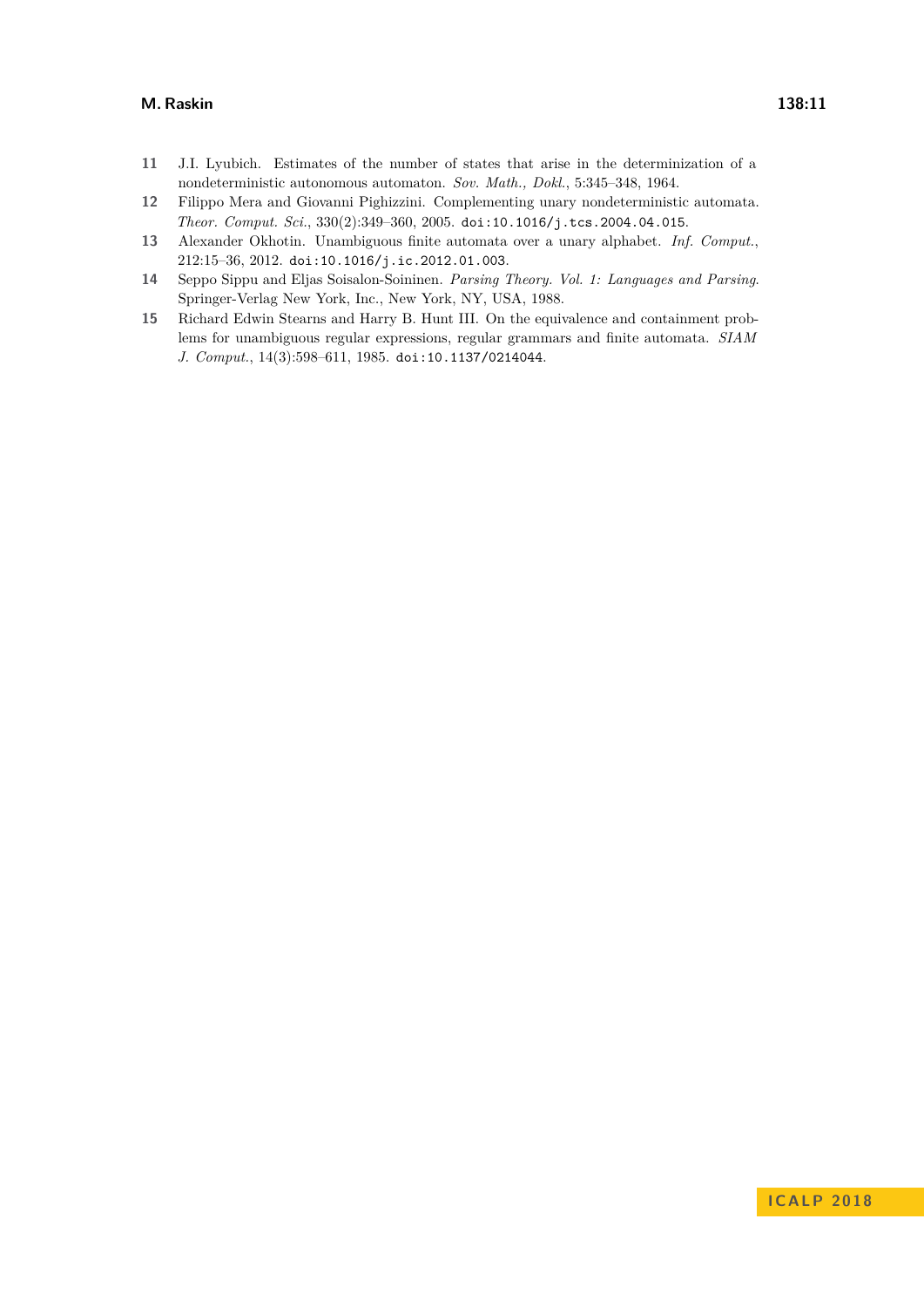11 J.I. Lyubich. Estimates of the number of states that arise in the determinization of a nondeterministic autonomous automaton. *Sov. Math., Dokl.*, 5:345–348, 1964.

12 Filippo Mera and Giovanni Pighizzini. Complementing unary nondeterministic automata. *Theor. Comput. Sci.*, 330(2):349–360, 2005. doi:10.1016/j.tcs.2004.04.015.

13 Alexander Okhotin. Unambiguous finite automata over a unary alphabet. *Inf. Comput.*, 212:15–36, 2012. doi:10.1016/j.ic.2012.01.003.

14 Seppo Sippu and Eljas Soisalon-Soininen. *Parsing Theory. Vol. 1: Languages and Parsing*. Springer-Verlag New York, Inc., New York, NY, USA, 1988.

15 Richard Edwin Stearns and Harry B. Hunt III. On the equivalence and containment problems for unambiguous regular expressions, regular grammars and finite automata. *SIAM J. Comput.*, 14(3):598–611, 1985. doi:10.1137/0214044.